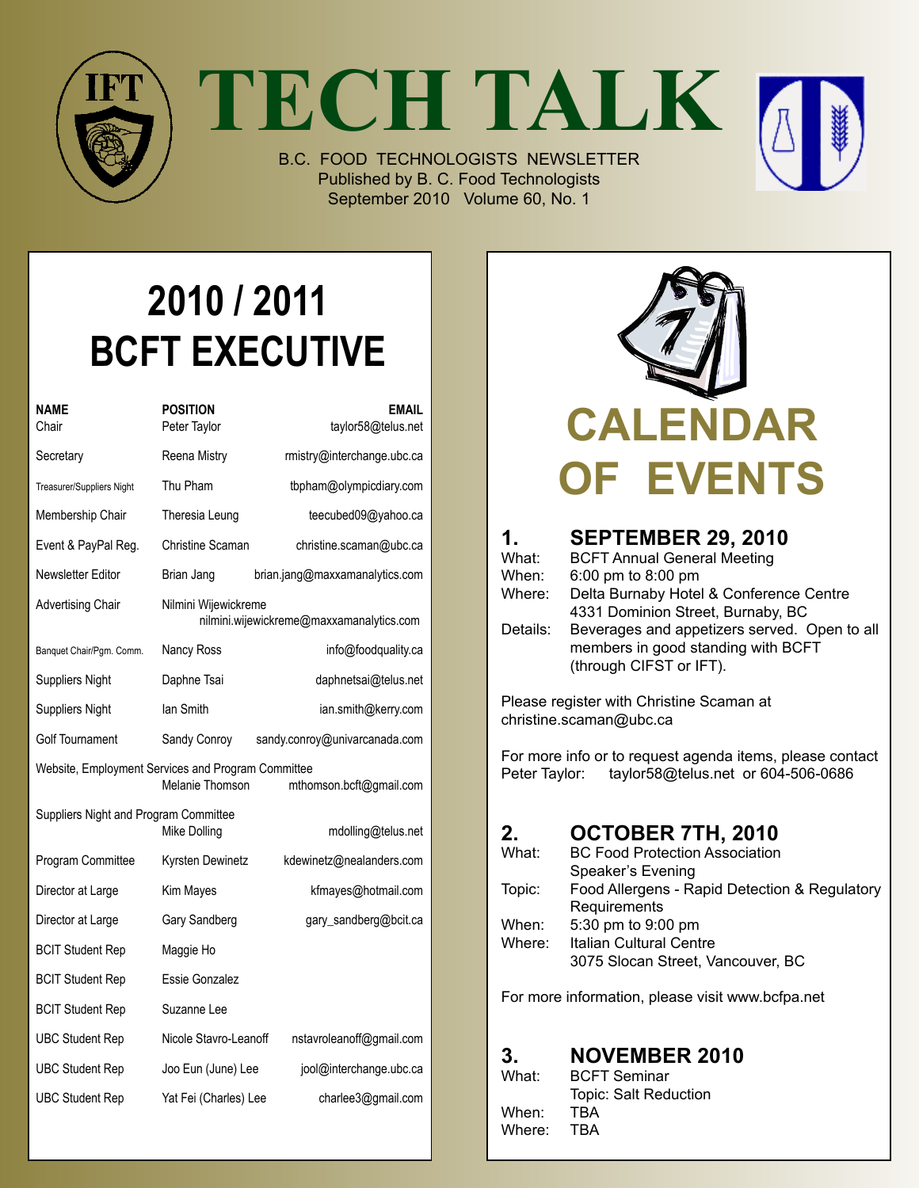# TECH TALK

B.C. FOOD TECHNOLOGISTS NEWSLETTER
Published by B. C. Food Technologists
September 2010 Volume 60, No. 1

## 2010 / 2011 BCFT EXECUTIVE

| NAME | POSITION | EMAIL |
|---|---|---|
| Chair | Peter Taylor | taylor58@telus.net |
| Secretary | Reena Mistry | rmistry@interchange.ubc.ca |
| Treasurer/Suppliers Night | Thu Pham | tbpham@olympicdiary.com |
| Membership Chair | Theresia Leung | teecubed09@yahoo.ca |
| Event & PayPal Reg. | Christine Scaman | christine.scaman@ubc.ca |
| Newsletter Editor | Brian Jang | brian.jang@maxxamanalytics.com |
| Advertising Chair | Nilmini Wijewickreme | nilmini.wijewickreme@maxxamanalytics.com |
| Banquet Chair/Pgm. Comm. | Nancy Ross | info@foodquality.ca |
| Suppliers Night | Daphne Tsai | daphnetsai@telus.net |
| Suppliers Night | Ian Smith | ian.smith@kerry.com |
| Golf Tournament | Sandy Conroy | sandy.conroy@univarcanada.com |
| Website, Employment Services and Program Committee | Melanie Thomson | mthomson.bcft@gmail.com |
| Suppliers Night and Program Committee | Mike Dolling | mdolling@telus.net |
| Program Committee | Kyrsten Dewinetz | kdewinetz@nealanders.com |
| Director at Large | Kim Mayes | kfmayes@hotmail.com |
| Director at Large | Gary Sandberg | gary_sandberg@bcit.ca |
| BCIT Student Rep | Maggie Ho | |
| BCIT Student Rep | Essie Gonzalez | |
| BCIT Student Rep | Suzanne Lee | |
| UBC Student Rep | Nicole Stavro-Leanoff | nstavroleanoff@gmail.com |
| UBC Student Rep | Joo Eun (June) Lee | jool@interchange.ubc.ca |
| UBC Student Rep | Yat Fei (Charles) Lee | charlee3@gmail.com |

## CALENDAR OF EVENTS

### 1. SEPTEMBER 29, 2010

What: BCFT Annual General Meeting
When: 6:00 pm to 8:00 pm
Where: Delta Burnaby Hotel & Conference Centre
4331 Dominion Street, Burnaby, BC
Details: Beverages and appetizers served. Open to all members in good standing with BCFT (through CIFST or IFT).

Please register with Christine Scaman at christine.scaman@ubc.ca

For more info or to request agenda items, please contact Peter Taylor: taylor58@telus.net or 604-506-0686

### 2. OCTOBER 7TH, 2010

What: BC Food Protection Association Speaker's Evening
Topic: Food Allergens - Rapid Detection & Regulatory Requirements
When: 5:30 pm to 9:00 pm
Where: Italian Cultural Centre
3075 Slocan Street, Vancouver, BC

For more information, please visit www.bcfpa.net

### 3. NOVEMBER 2010

What: BCFT Seminar
Topic: Salt Reduction
When: TBA
Where: TBA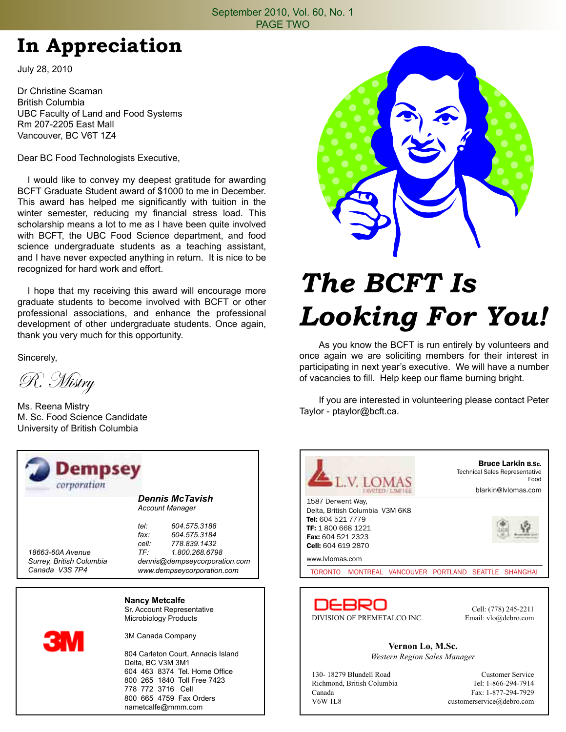# In Appreciation

July 28, 2010

Dr Christine Scaman
British Columbia
UBC Faculty of Land and Food Systems
Rm 207-2205 East Mall
Vancouver, BC V6T 1Z4

Dear BC Food Technologists Executive,

I would like to convey my deepest gratitude for awarding BCFT Graduate Student award of $1000 to me in December. This award has helped me significantly with tuition in the winter semester, reducing my financial stress load. This scholarship means a lot to me as I have been quite involved with BCFT, the UBC Food Science department, and food science undergraduate students as a teaching assistant, and I have never expected anything in return. It is nice to be recognized for hard work and effort.

I hope that my receiving this award will encourage more graduate students to become involved with BCFT or other professional associations, and enhance the professional development of other undergraduate students. Once again, thank you very much for this opportunity.

Sincerely,

*R. Mistry*

Ms. Reena Mistry
M. Sc. Food Science Candidate
University of British Columbia

# *The BCFT Is Looking For You!*

As you know the BCFT is run entirely by volunteers and once again we are soliciting members for their interest in participating in next year's executive. We will have a number of vacancies to fill. Help keep our flame burning bright.

If you are interested in volunteering please contact Peter Taylor - ptaylor@bcft.ca.

---

**Dempsey corporation**

***Dennis McTavish***
*Account Manager*

*tel: 604.575.3188*
*fax: 604.575.3184*
*cell: 778.839.1432*
*TF: 1.800.268.6798*
*dennis@dempseycorporation.com*
*www.dempseycorporation.com*

*18663-60A Avenue*
*Surrey, British Columbia*
*Canada V3S 7P4*

---

**L.V. LOMAS** LIMITED / LIMITÉE

**Bruce Larkin B.Sc.**
Technical Sales Representative
Food
blarkin@lvlomas.com

1587 Derwent Way,
Delta, British Columbia V3M 6K8
**Tel:** 604 521 7779
**TF:** 1 800 668 1221
**Fax:** 604 521 2323
**Cell:** 604 619 2870

www.lvlomas.com

TORONTO MONTREAL VANCOUVER PORTLAND SEATTLE SHANGHAI

---

**3M**

**Nancy Metcalfe**
Sr. Account Representative
Microbiology Products

3M Canada Company

804 Carleton Court, Annacis Island
Delta, BC V3M 3M1
604 463 8374 Tel. Home Office
800 265 1840 Toll Free 7423
778 772 3716 Cell
800 665 4759 Fax Orders
nametcalfe@mmm.com

---

**DEBRO**
DIVISION OF PREMETALCO INC.

Cell: (778) 245-2211
Email: vlo@debro.com

**Vernon Lo, M.Sc.**
*Western Region Sales Manager*

130- 18279 Blundell Road
Richmond, British Columbia
Canada
V6W 1L8

Customer Service
Tel: 1-866-294-7914
Fax: 1-877-294-7929
customerservice@debro.com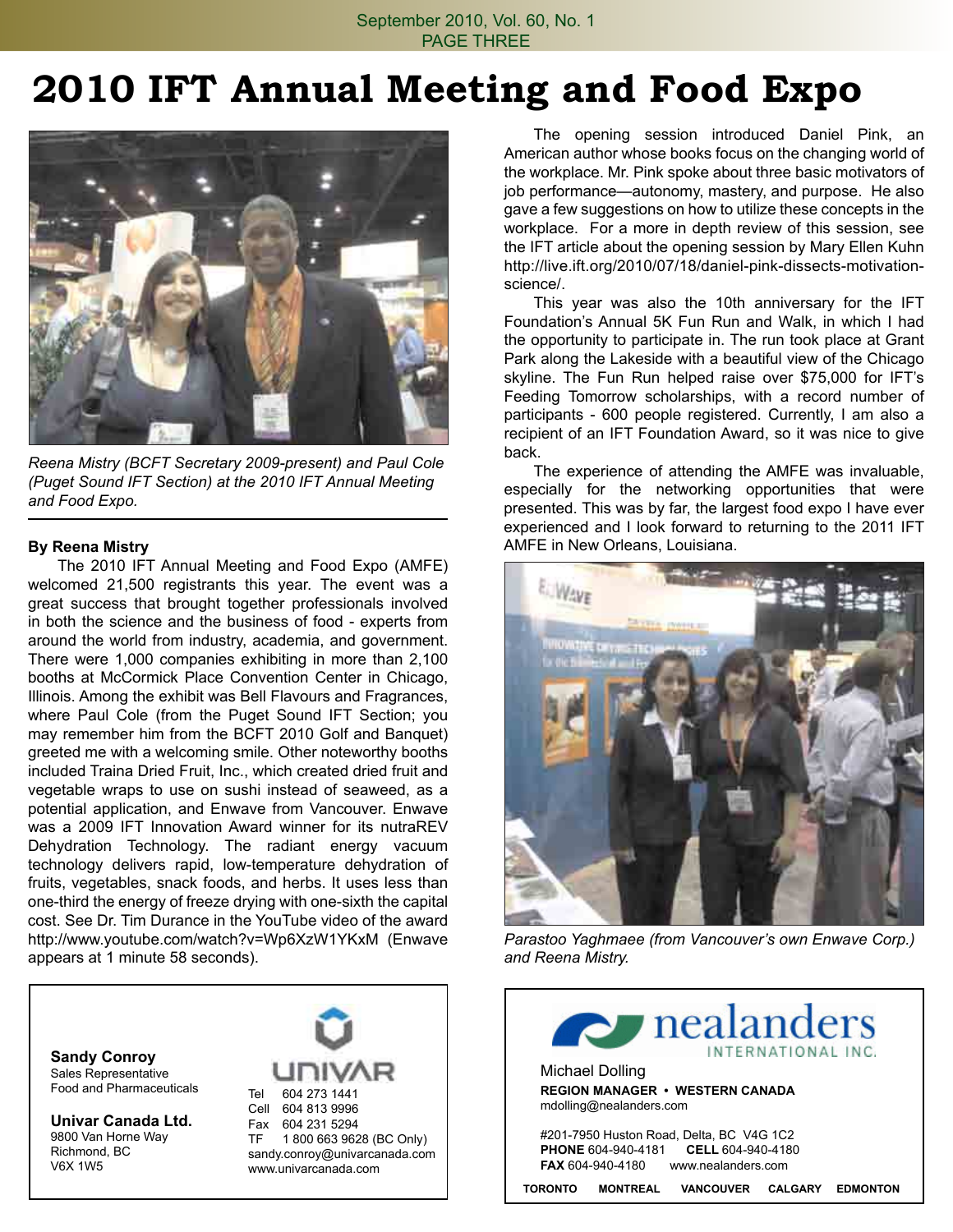# 2010 IFT Annual Meeting and Food Expo

*Reena Mistry (BCFT Secretary 2009-present) and Paul Cole (Puget Sound IFT Section) at the 2010 IFT Annual Meeting and Food Expo.*

**By Reena Mistry**

The 2010 IFT Annual Meeting and Food Expo (AMFE) welcomed 21,500 registrants this year. The event was a great success that brought together professionals involved in both the science and the business of food - experts from around the world from industry, academia, and government. There were 1,000 companies exhibiting in more than 2,100 booths at McCormick Place Convention Center in Chicago, Illinois. Among the exhibit was Bell Flavours and Fragrances, where Paul Cole (from the Puget Sound IFT Section; you may remember him from the BCFT 2010 Golf and Banquet) greeted me with a welcoming smile. Other noteworthy booths included Traina Dried Fruit, Inc., which created dried fruit and vegetable wraps to use on sushi instead of seaweed, as a potential application, and Enwave from Vancouver. Enwave was a 2009 IFT Innovation Award winner for its nutraREV Dehydration Technology. The radiant energy vacuum technology delivers rapid, low-temperature dehydration of fruits, vegetables, snack foods, and herbs. It uses less than one-third the energy of freeze drying with one-sixth the capital cost. See Dr. Tim Durance in the YouTube video of the award http://www.youtube.com/watch?v=Wp6XzW1YKxM (Enwave appears at 1 minute 58 seconds).

The opening session introduced Daniel Pink, an American author whose books focus on the changing world of the workplace. Mr. Pink spoke about three basic motivators of job performance—autonomy, mastery, and purpose. He also gave a few suggestions on how to utilize these concepts in the workplace. For a more in depth review of this session, see the IFT article about the opening session by Mary Ellen Kuhn http://live.ift.org/2010/07/18/daniel-pink-dissects-motivation-science/.

This year was also the 10th anniversary for the IFT Foundation's Annual 5K Fun Run and Walk, in which I had the opportunity to participate in. The run took place at Grant Park along the Lakeside with a beautiful view of the Chicago skyline. The Fun Run helped raise over $75,000 for IFT's Feeding Tomorrow scholarships, with a record number of participants - 600 people registered. Currently, I am also a recipient of an IFT Foundation Award, so it was nice to give back.

The experience of attending the AMFE was invaluable, especially for the networking opportunities that were presented. This was by far, the largest food expo I have ever experienced and I look forward to returning to the 2011 IFT AMFE in New Orleans, Louisiana.

*Parastoo Yaghmaee (from Vancouver's own Enwave Corp.) and Reena Mistry.*

---

**Sandy Conroy**
Sales Representative
Food and Pharmaceuticals

**Univar Canada Ltd.**
9800 Van Horne Way
Richmond, BC
V6X 1W5

UNIVAR
Tel 604 273 1441
Cell 604 813 9996
Fax 604 231 5294
TF 1 800 663 9628 (BC Only)
sandy.conroy@univarcanada.com
www.univarcanada.com

---

nealanders INTERNATIONAL INC.

Michael Dolling
**REGION MANAGER • WESTERN CANADA**
mdolling@nealanders.com

#201-7950 Huston Road, Delta, BC V4G 1C2
**PHONE** 604-940-4181 **CELL** 604-940-4180
**FAX** 604-940-4180 www.nealanders.com

**TORONTO MONTREAL VANCOUVER CALGARY EDMONTON**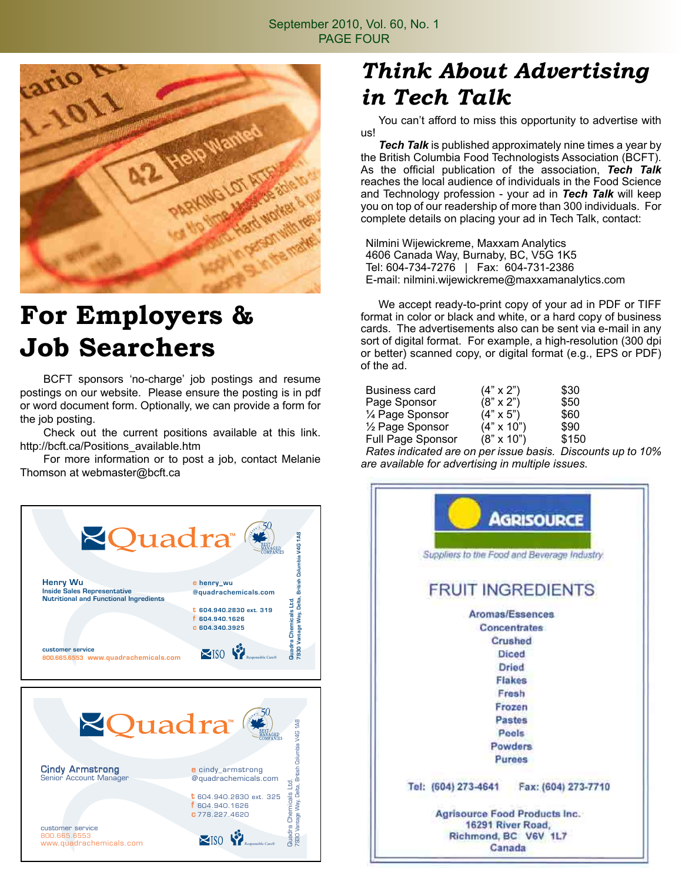# For Employers & Job Searchers

BCFT sponsors 'no-charge' job postings and resume postings on our website. Please ensure the posting is in pdf or word document form. Optionally, we can provide a form for the job posting.

Check out the current positions available at this link. http://bcft.ca/Positions_available.htm

For more information or to post a job, contact Melanie Thomson at webmaster@bcft.ca

**Quadra**

**Henry Wu**
Inside Sales Representative
Nutritional and Functional Ingredients

e henry_wu@quadrachemicals.com
t 604.940.2830 ext. 319
f 604.940.1626
c 604.340.3925

customer service
800.665.6553 www.quadrachemicals.com

Quadra Chemicals Ltd. 7930 Vantage Way, Delta, British Columbia V4G 1A8

**Quadra**

**Cindy Armstrong**
Senior Account Manager

e cindy_armstrong@quadrachemicals.com
t 604.940.2830 ext. 325
f 604.940.1626
c 778.227.4620

customer service
800.665.6553
www.quadrachemicals.com

Quadra Chemicals Ltd. 7930 Vantage Way, Delta, British Columbia V4G 1A8

# Think About Advertising in Tech Talk

You can't afford to miss this opportunity to advertise with us!

***Tech Talk*** is published approximately nine times a year by the British Columbia Food Technologists Association (BCFT). As the official publication of the association, ***Tech Talk*** reaches the local audience of individuals in the Food Science and Technology profession - your ad in ***Tech Talk*** will keep you on top of our readership of more than 300 individuals. For complete details on placing your ad in Tech Talk, contact:

Nilmini Wijewickreme, Maxxam Analytics
4606 Canada Way, Burnaby, BC, V5G 1K5
Tel: 604-734-7276 | Fax: 604-731-2386
E-mail: nilmini.wijewickreme@maxxamanalytics.com

We accept ready-to-print copy of your ad in PDF or TIFF format in color or black and white, or a hard copy of business cards. The advertisements also can be sent via e-mail in any sort of digital format. For example, a high-resolution (300 dpi or better) scanned copy, or digital format (e.g., EPS or PDF) of the ad.

| | | |
|---|---|---|
| Business card | (4" x 2") | $30 |
| Page Sponsor | (8" x 2") | $50 |
| ¼ Page Sponsor | (4" x 5") | $60 |
| ½ Page Sponsor | (4" x 10") | $90 |
| Full Page Sponsor | (8" x 10") | $150 |

*Rates indicated are on per issue basis. Discounts up to 10% are available for advertising in multiple issues.*

**AGRISOURCE**

Suppliers to the Food and Beverage Industry

FRUIT INGREDIENTS

Aromas/Essences
Concentrates
Crushed
Diced
Dried
Flakes
Fresh
Frozen
Pastes
Peels
Powders
Purees

Tel: (604) 273-4641 Fax: (604) 273-7710

Agrisource Food Products Inc.
16291 River Road,
Richmond, BC V6V 1L7
Canada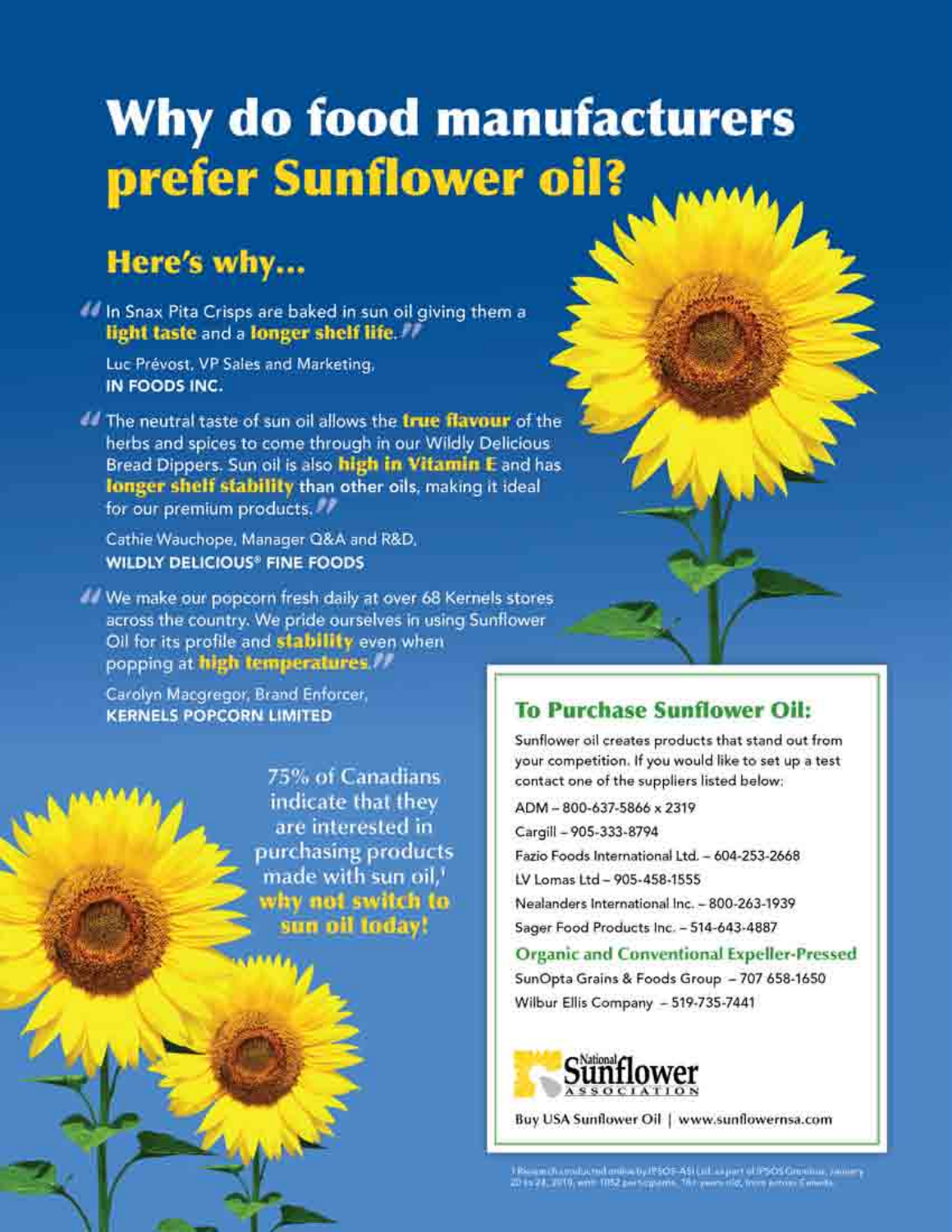# Why do food manufacturers prefer Sunflower oil?

## Here's why...

"In Snax Pita Crisps are baked in sun oil giving them a **light taste** and a **longer shelf life**."

Luc Prévost, VP Sales and Marketing,
**IN FOODS INC.**

"The neutral taste of sun oil allows the **true flavour** of the herbs and spices to come through in our Wildly Delicious Bread Dippers. Sun oil is also **high in Vitamin E** and has **longer shelf stability** than other oils, making it ideal for our premium products."

Cathie Wauchope, Manager Q&A and R&D,
**WILDLY DELICIOUS® FINE FOODS**

"We make our popcorn fresh daily at over 68 Kernels stores across the country. We pride ourselves in using Sunflower Oil for its profile and **stability** even when popping at **high temperatures**."

Carolyn Macgregor, Brand Enforcer,
**KERNELS POPCORN LIMITED**

75% of Canadians indicate that they are interested in purchasing products made with sun oil,[1] **why not switch to sun oil today!**

### To Purchase Sunflower Oil:

Sunflower oil creates products that stand out from your competition. If you would like to set up a test contact one of the suppliers listed below:

ADM – 800-637-5866 x 2319
Cargill – 905-333-8794
Fazio Foods International Ltd. – 604-253-2668
LV Lomas Ltd – 905-458-1555
Nealanders International Inc. – 800-263-1939
Sager Food Products Inc. – 514-643-4887

**Organic and Conventional Expeller-Pressed**

SunOpta Grains & Foods Group – 707 658-1650
Wilbur Ellis Company – 519-735-7441

National Sunflower Association

Buy USA Sunflower Oil | www.sunflowernsa.com

[1] Research conducted online by IPSOS-ASI Ltd. as part of IPSOS Omnibus, January 20 to 24, 2010, with 1052 participants, 18+ years old, from across Canada.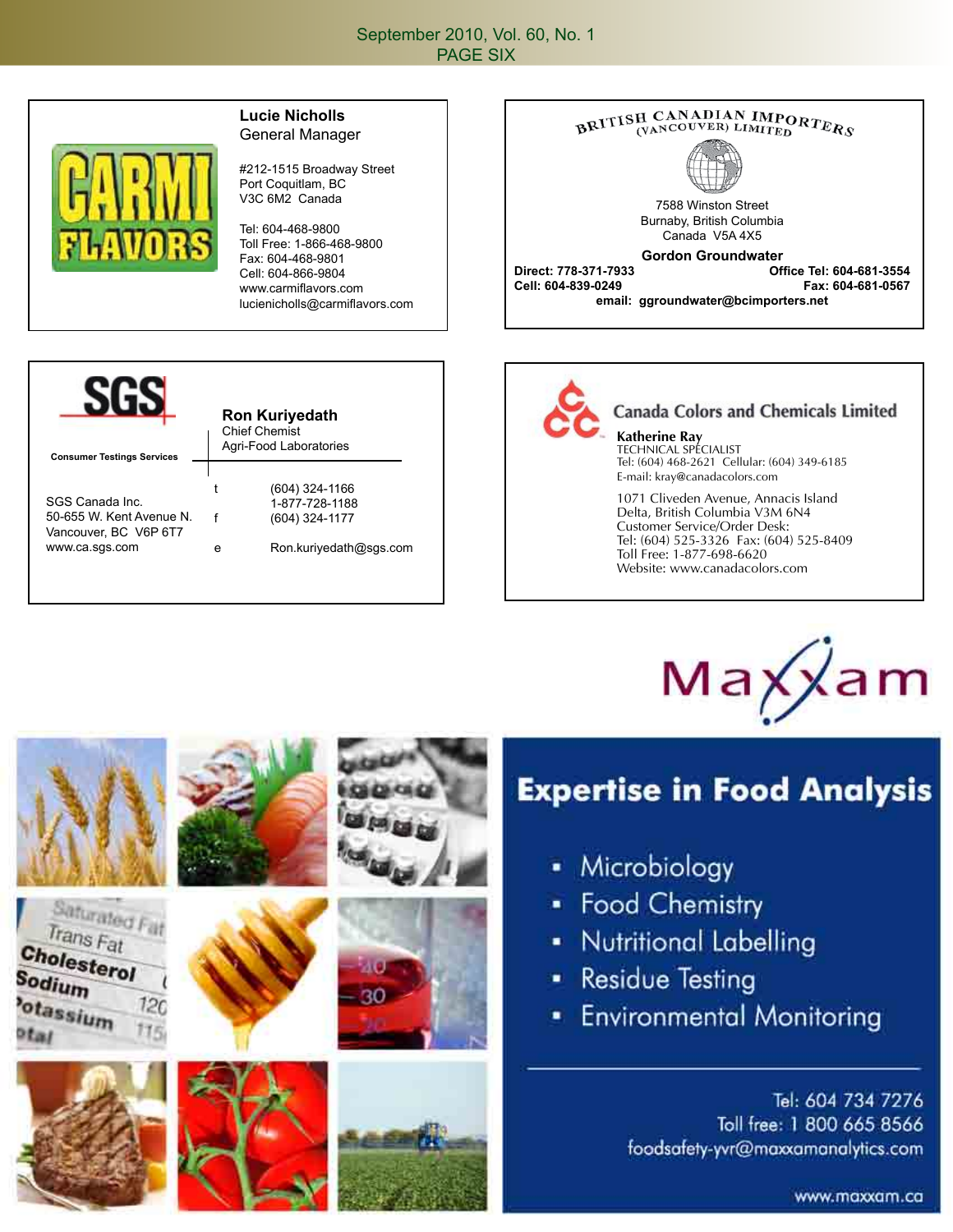CARMI FLAVORS

**Lucie Nicholls**
General Manager

#212-1515 Broadway Street
Port Coquitlam, BC
V3C 6M2 Canada

Tel: 604-468-9800
Toll Free: 1-866-468-9800
Fax: 604-468-9801
Cell: 604-866-9804
www.carmiflavors.com
lucienicholls@carmiflavors.com

BRITISH CANADIAN IMPORTERS (VANCOUVER) LIMITED

7588 Winston Street
Burnaby, British Columbia
Canada V5A 4X5

**Gordon Groundwater**
**Direct: 778-371-7933**
**Cell: 604-839-0249**
**Office Tel: 604-681-3554**
**Fax: 604-681-0567**
**email: ggroundwater@bcimporters.net**

SGS

**Consumer Testings Services**

**Ron Kuriyedath**
Chief Chemist
Agri-Food Laboratories

SGS Canada Inc.
50-655 W. Kent Avenue N.
Vancouver, BC V6P 6T7
www.ca.sgs.com

t (604) 324-1166
1-877-728-1188
f (604) 324-1177
e Ron.kuriyedath@sgs.com

Canada Colors and Chemicals Limited

**Katherine Ray**
TECHNICAL SPECIALIST
Tel: (604) 468-2621 Cellular: (604) 349-6185
E-mail: kray@canadacolors.com

1071 Cliveden Avenue, Annacis Island
Delta, British Columbia V3M 6N4
Customer Service/Order Desk:
Tel: (604) 525-3326 Fax: (604) 525-8409
Toll Free: 1-877-698-6620
Website: www.canadacolors.com

Maxxam

**Expertise in Food Analysis**

- Microbiology
- Food Chemistry
- Nutritional Labelling
- Residue Testing
- Environmental Monitoring

Tel: 604 734 7276
Toll free: 1 800 665 8566
foodsafety-yvr@maxxamanalytics.com

www.maxxam.ca